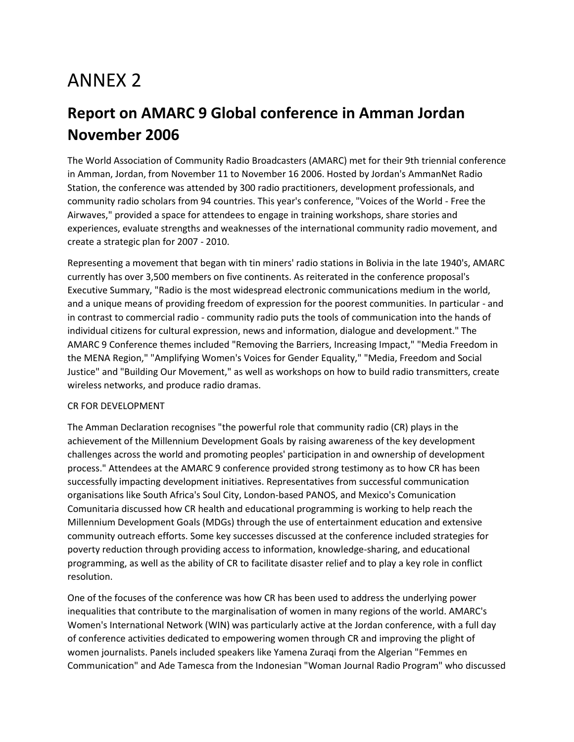# ANNEX 2

## Report on AMARC 9 Global conference in Amman Jordan November 2006

The World Association of Community Radio Broadcasters (AMARC) met for their 9th triennial conference in Amman, Jordan, from November 11 to November 16 2006. Hosted by Jordan's AmmanNet Radio Station, the conference was attended by 300 radio practitioners, development professionals, and community radio scholars from 94 countries. This year's conference, "Voices of the World - Free the Airwaves," provided a space for attendees to engage in training workshops, share stories and experiences, evaluate strengths and weaknesses of the international community radio movement, and create a strategic plan for 2007 - 2010.

Representing a movement that began with tin miners' radio stations in Bolivia in the late 1940's, AMARC currently has over 3,500 members on five continents. As reiterated in the conference proposal's Executive Summary, "Radio is the most widespread electronic communications medium in the world, and a unique means of providing freedom of expression for the poorest communities. In particular - and in contrast to commercial radio - community radio puts the tools of communication into the hands of individual citizens for cultural expression, news and information, dialogue and development." The AMARC 9 Conference themes included "Removing the Barriers, Increasing Impact," "Media Freedom in the MENA Region," "Amplifying Women's Voices for Gender Equality," "Media, Freedom and Social Justice" and "Building Our Movement," as well as workshops on how to build radio transmitters, create wireless networks, and produce radio dramas.

CR FOR DEVELOPMENT

The Amman Declaration recognises "the powerful role that community radio (CR) plays in the achievement of the Millennium Development Goals by raising awareness of the key development challenges across the world and promoting peoples' participation in and ownership of development process." Attendees at the AMARC 9 conference provided strong testimony as to how CR has been successfully impacting development initiatives. Representatives from successful communication organisations like South Africa's Soul City, London-based PANOS, and Mexico's Comunication Comunitaria discussed how CR health and educational programming is working to help reach the Millennium Development Goals (MDGs) through the use of entertainment education and extensive community outreach efforts. Some key successes discussed at the conference included strategies for poverty reduction through providing access to information, knowledge-sharing, and educational programming, as well as the ability of CR to facilitate disaster relief and to play a key role in conflict resolution.

One of the focuses of the conference was how CR has been used to address the underlying power inequalities that contribute to the marginalisation of women in many regions of the world. AMARC's Women's International Network (WIN) was particularly active at the Jordan conference, with a full day of conference activities dedicated to empowering women through CR and improving the plight of women journalists. Panels included speakers like Yamena Zuraqi from the Algerian "Femmes en Communication" and Ade Tamesca from the Indonesian "Woman Journal Radio Program" who discussed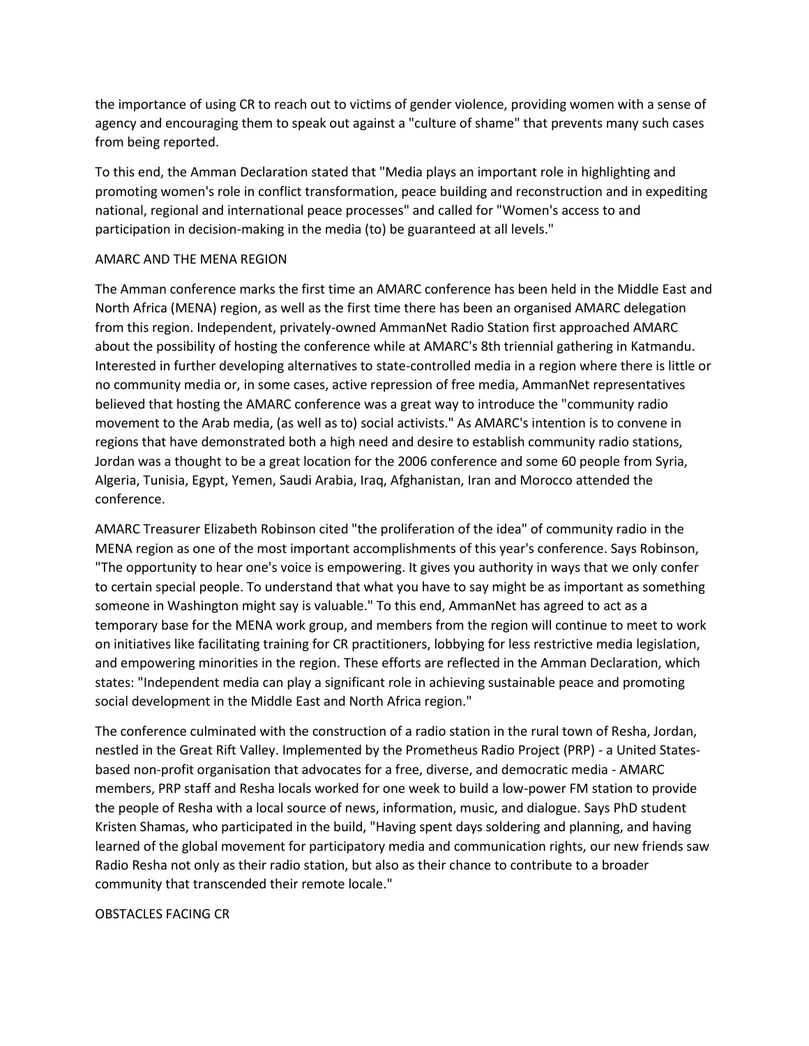the importance of using CR to reach out to victims of gender violence, providing women with a sense of agency and encouraging them to speak out against a "culture of shame" that prevents many such cases from being reported.

To this end, the Amman Declaration stated that "Media plays an important role in highlighting and promoting women's role in conflict transformation, peace building and reconstruction and in expediting national, regional and international peace processes" and called for "Women's access to and participation in decision-making in the media (to) be guaranteed at all levels."

## AMARC AND THE MENA REGION

The Amman conference marks the first time an AMARC conference has been held in the Middle East and North Africa (MENA) region, as well as the first time there has been an organised AMARC delegation from this region. Independent, privately-owned AmmanNet Radio Station first approached AMARC about the possibility of hosting the conference while at AMARC's 8th triennial gathering in Katmandu. Interested in further developing alternatives to state-controlled media in a region where there is little or no community media or, in some cases, active repression of free media, AmmanNet representatives believed that hosting the AMARC conference was a great way to introduce the "community radio movement to the Arab media, (as well as to) social activists." As AMARC's intention is to convene in regions that have demonstrated both a high need and desire to establish community radio stations, Jordan was a thought to be a great location for the 2006 conference and some 60 people from Syria, Algeria, Tunisia, Egypt, Yemen, Saudi Arabia, Iraq, Afghanistan, Iran and Morocco attended the conference.

AMARC Treasurer Elizabeth Robinson cited "the proliferation of the idea" of community radio in the MENA region as one of the most important accomplishments of this year's conference. Says Robinson, "The opportunity to hear one's voice is empowering. It gives you authority in ways that we only confer to certain special people. To understand that what you have to say might be as important as something someone in Washington might say is valuable." To this end, AmmanNet has agreed to act as a temporary base for the MENA work group, and members from the region will continue to meet to work on initiatives like facilitating training for CR practitioners, lobbying for less restrictive media legislation, and empowering minorities in the region. These efforts are reflected in the Amman Declaration, which states: "Independent media can play a significant role in achieving sustainable peace and promoting social development in the Middle East and North Africa region."

The conference culminated with the construction of a radio station in the rural town of Resha, Jordan, nestled in the Great Rift Valley. Implemented by the Prometheus Radio Project (PRP) - a United States-based non-profit organisation that advocates for a free, diverse, and democratic media - AMARC members, PRP staff and Resha locals worked for one week to build a low-power FM station to provide the people of Resha with a local source of news, information, music, and dialogue. Says PhD student Kristen Shamas, who participated in the build, "Having spent days soldering and planning, and having learned of the global movement for participatory media and communication rights, our new friends saw Radio Resha not only as their radio station, but also as their chance to contribute to a broader community that transcended their remote locale."

## OBSTACLES FACING CR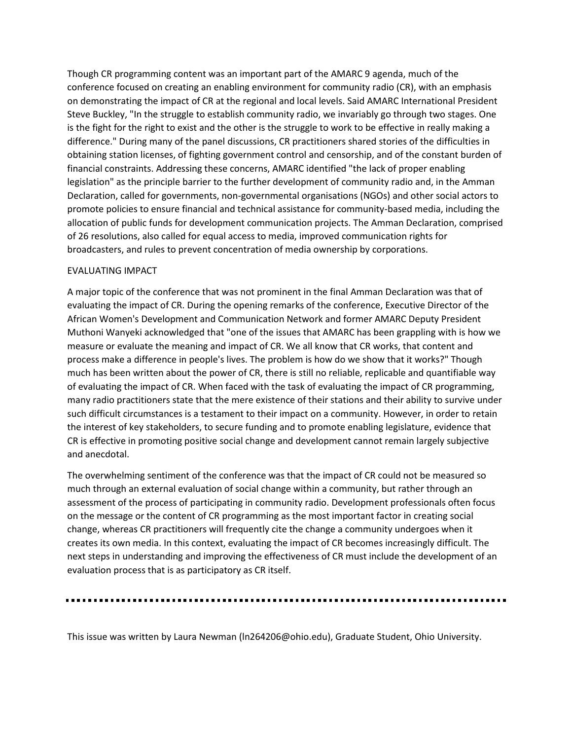Though CR programming content was an important part of the AMARC 9 agenda, much of the conference focused on creating an enabling environment for community radio (CR), with an emphasis on demonstrating the impact of CR at the regional and local levels. Said AMARC International President Steve Buckley, "In the struggle to establish community radio, we invariably go through two stages. One is the fight for the right to exist and the other is the struggle to work to be effective in really making a difference." During many of the panel discussions, CR practitioners shared stories of the difficulties in obtaining station licenses, of fighting government control and censorship, and of the constant burden of financial constraints. Addressing these concerns, AMARC identified "the lack of proper enabling legislation" as the principle barrier to the further development of community radio and, in the Amman Declaration, called for governments, non-governmental organisations (NGOs) and other social actors to promote policies to ensure financial and technical assistance for community-based media, including the allocation of public funds for development communication projects. The Amman Declaration, comprised of 26 resolutions, also called for equal access to media, improved communication rights for broadcasters, and rules to prevent concentration of media ownership by corporations.

## EVALUATING IMPACT

A major topic of the conference that was not prominent in the final Amman Declaration was that of evaluating the impact of CR. During the opening remarks of the conference, Executive Director of the African Women's Development and Communication Network and former AMARC Deputy President Muthoni Wanyeki acknowledged that "one of the issues that AMARC has been grappling with is how we measure or evaluate the meaning and impact of CR. We all know that CR works, that content and process make a difference in people's lives. The problem is how do we show that it works?" Though much has been written about the power of CR, there is still no reliable, replicable and quantifiable way of evaluating the impact of CR. When faced with the task of evaluating the impact of CR programming, many radio practitioners state that the mere existence of their stations and their ability to survive under such difficult circumstances is a testament to their impact on a community. However, in order to retain the interest of key stakeholders, to secure funding and to promote enabling legislature, evidence that CR is effective in promoting positive social change and development cannot remain largely subjective and anecdotal.

The overwhelming sentiment of the conference was that the impact of CR could not be measured so much through an external evaluation of social change within a community, but rather through an assessment of the process of participating in community radio. Development professionals often focus on the message or the content of CR programming as the most important factor in creating social change, whereas CR practitioners will frequently cite the change a community undergoes when it creates its own media. In this context, evaluating the impact of CR becomes increasingly difficult. The next steps in understanding and improving the effectiveness of CR must include the development of an evaluation process that is as participatory as CR itself.

---

This issue was written by Laura Newman (ln264206@ohio.edu), Graduate Student, Ohio University.